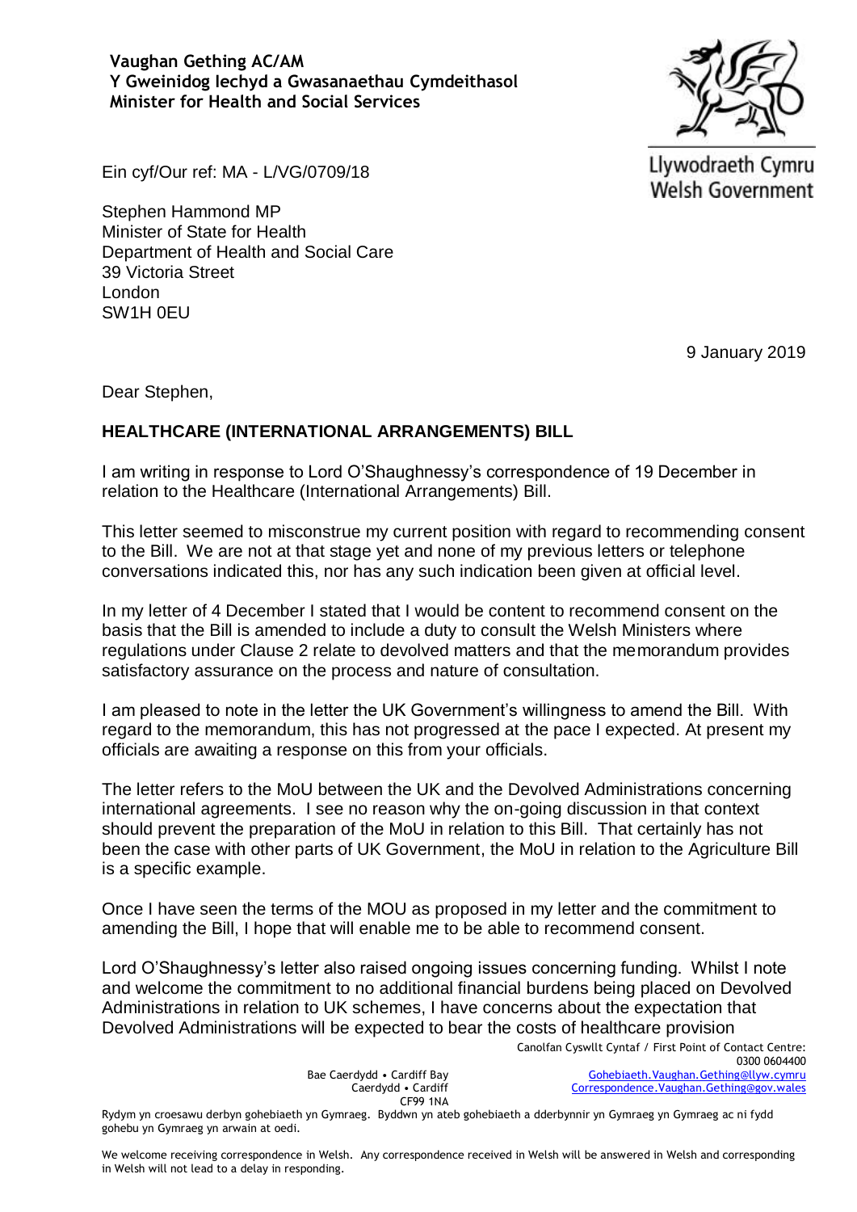**Vaughan Gething AC/AM**
**Y Gweinidog Iechyd a Gwasanaethau Cymdeithasol**
**Minister for Health and Social Services**

Llywodraeth Cymru
Welsh Government

Ein cyf/Our ref: MA - L/VG/0709/18

Stephen Hammond MP
Minister of State for Health
Department of Health and Social Care
39 Victoria Street
London
SW1H 0EU

9 January 2019

Dear Stephen,

**HEALTHCARE (INTERNATIONAL ARRANGEMENTS) BILL**

I am writing in response to Lord O'Shaughnessy's correspondence of 19 December in relation to the Healthcare (International Arrangements) Bill.

This letter seemed to misconstrue my current position with regard to recommending consent to the Bill. We are not at that stage yet and none of my previous letters or telephone conversations indicated this, nor has any such indication been given at official level.

In my letter of 4 December I stated that I would be content to recommend consent on the basis that the Bill is amended to include a duty to consult the Welsh Ministers where regulations under Clause 2 relate to devolved matters and that the memorandum provides satisfactory assurance on the process and nature of consultation.

I am pleased to note in the letter the UK Government's willingness to amend the Bill. With regard to the memorandum, this has not progressed at the pace I expected. At present my officials are awaiting a response on this from your officials.

The letter refers to the MoU between the UK and the Devolved Administrations concerning international agreements. I see no reason why the on-going discussion in that context should prevent the preparation of the MoU in relation to this Bill. That certainly has not been the case with other parts of UK Government, the MoU in relation to the Agriculture Bill is a specific example.

Once I have seen the terms of the MOU as proposed in my letter and the commitment to amending the Bill, I hope that will enable me to be able to recommend consent.

Lord O'Shaughnessy's letter also raised ongoing issues concerning funding. Whilst I note and welcome the commitment to no additional financial burdens being placed on Devolved Administrations in relation to UK schemes, I have concerns about the expectation that Devolved Administrations will be expected to bear the costs of healthcare provision

Bae Caerdydd • Cardiff Bay
Caerdydd • Cardiff
CF99 1NA

Canolfan Cyswllt Cyntaf / First Point of Contact Centre:
0300 0604400
Gohebiaeth.Vaughan.Gething@llyw.cymru
Correspondence.Vaughan.Gething@gov.wales

Rydym yn croesawu derbyn gohebiaeth yn Gymraeg. Byddwn yn ateb gohebiaeth a dderbynnir yn Gymraeg yn Gymraeg ac ni fydd gohebu yn Gymraeg yn arwain at oedi.

We welcome receiving correspondence in Welsh. Any correspondence received in Welsh will be answered in Welsh and corresponding in Welsh will not lead to a delay in responding.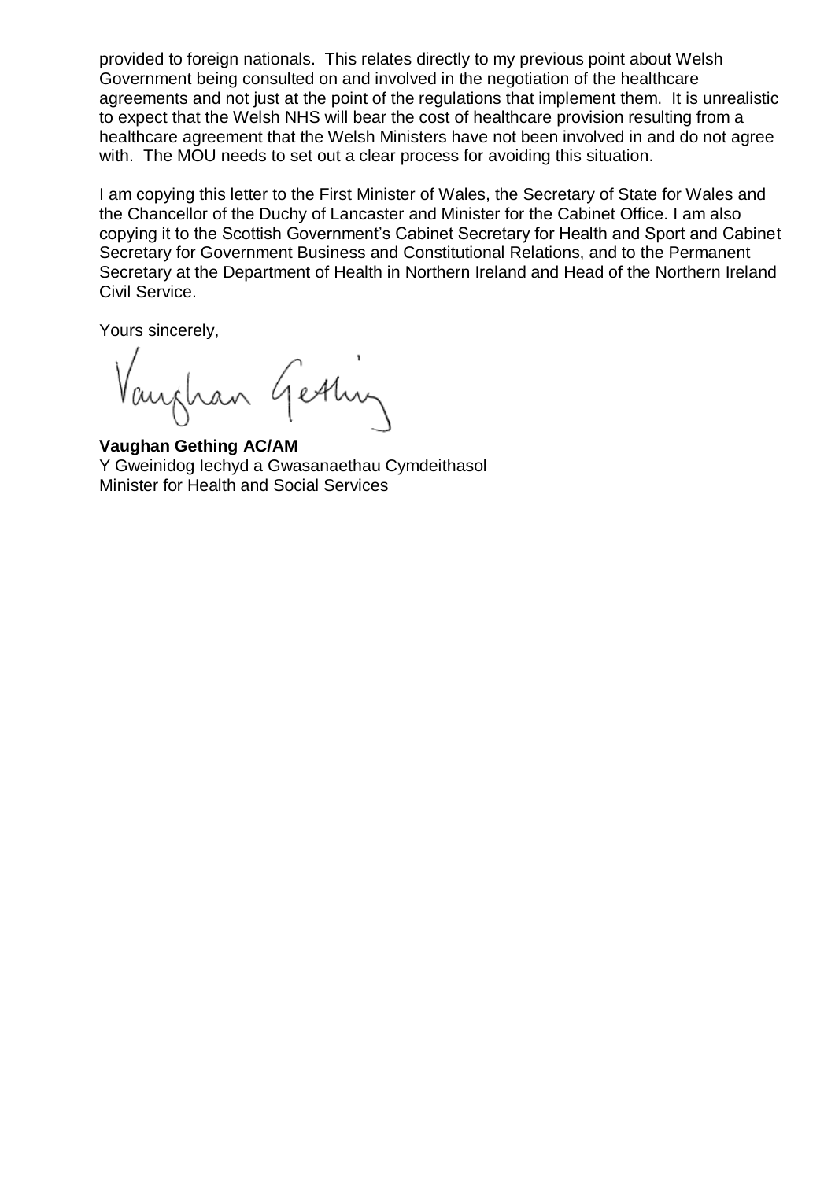provided to foreign nationals. This relates directly to my previous point about Welsh Government being consulted on and involved in the negotiation of the healthcare agreements and not just at the point of the regulations that implement them. It is unrealistic to expect that the Welsh NHS will bear the cost of healthcare provision resulting from a healthcare agreement that the Welsh Ministers have not been involved in and do not agree with. The MOU needs to set out a clear process for avoiding this situation.

I am copying this letter to the First Minister of Wales, the Secretary of State for Wales and the Chancellor of the Duchy of Lancaster and Minister for the Cabinet Office. I am also copying it to the Scottish Government's Cabinet Secretary for Health and Sport and Cabinet Secretary for Government Business and Constitutional Relations, and to the Permanent Secretary at the Department of Health in Northern Ireland and Head of the Northern Ireland Civil Service.

Yours sincerely,

Vaughan Gething

**Vaughan Gething AC/AM**
Y Gweinidog Iechyd a Gwasanaethau Cymdeithasol
Minister for Health and Social Services